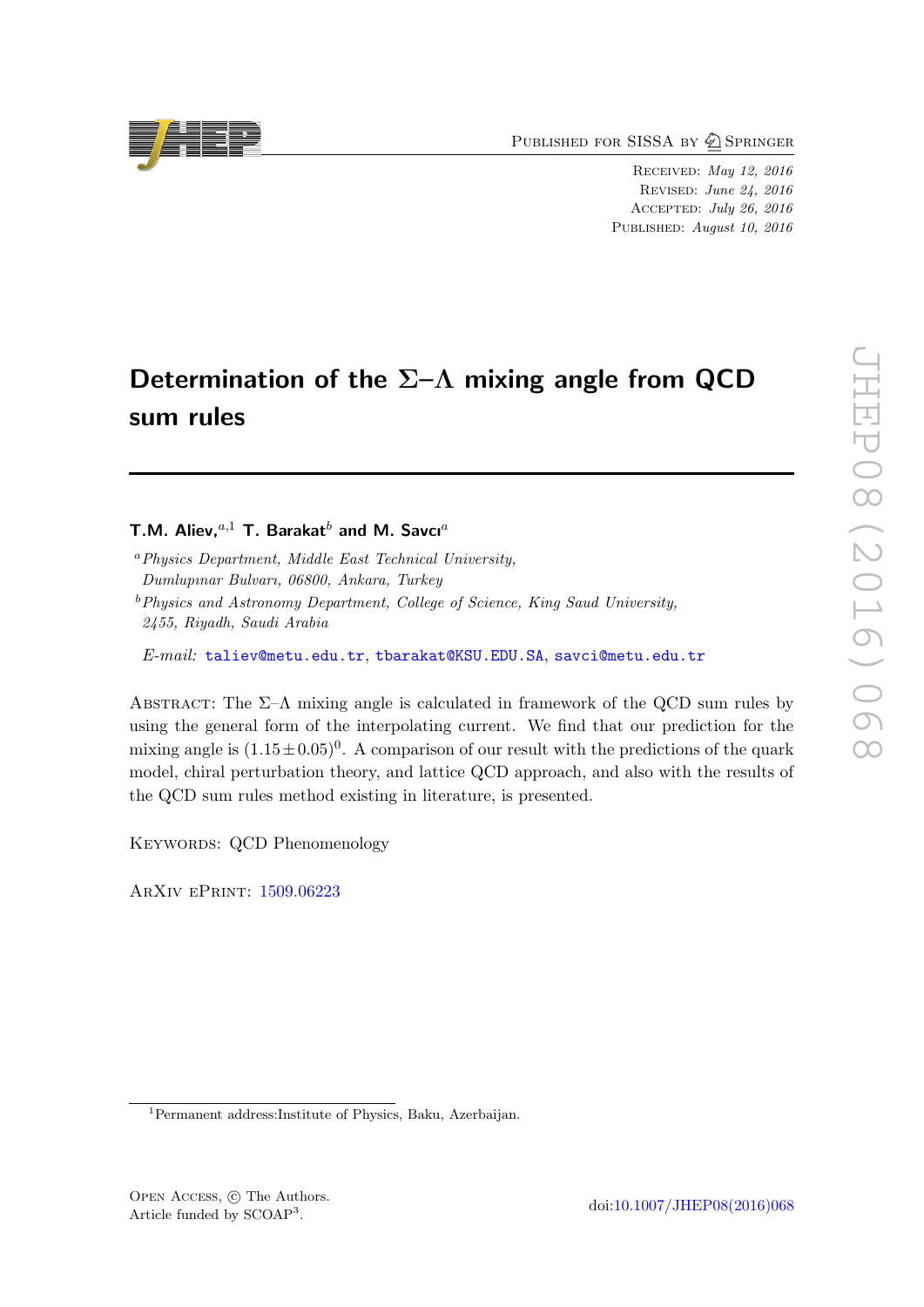Published for SISSA by Springer

Received: *May 12, 2016*
Revised: *June 24, 2016*
Accepted: *July 26, 2016*
Published: *August 10, 2016*

# Determination of the $\Sigma$–$\Lambda$ mixing angle from QCD sum rules

**T.M. Aliev,**[a,1] **T. Barakat**[b] **and M. Savcı**[a]

[a] *Physics Department, Middle East Technical University, Dumlupınar Bulvarı, 06800, Ankara, Turkey*

[b] *Physics and Astronomy Department, College of Science, King Saud University, 2455, Riyadh, Saudi Arabia*

*E-mail:* taliev@metu.edu.tr, tbarakat@KSU.EDU.SA, savci@metu.edu.tr

Abstract: The $\Sigma$–$\Lambda$ mixing angle is calculated in framework of the QCD sum rules by using the general form of the interpolating current. We find that our prediction for the mixing angle is $(1.15 \pm 0.05)^0$. A comparison of our result with the predictions of the quark model, chiral perturbation theory, and lattice QCD approach, and also with the results of the QCD sum rules method existing in literature, is presented.

Keywords: QCD Phenomenology

ArXiv ePrint: 1509.06223

[1] Permanent address:Institute of Physics, Baku, Azerbaijan.

Open Access, © The Authors.
Article funded by SCOAP[3].

doi:10.1007/JHEP08(2016)068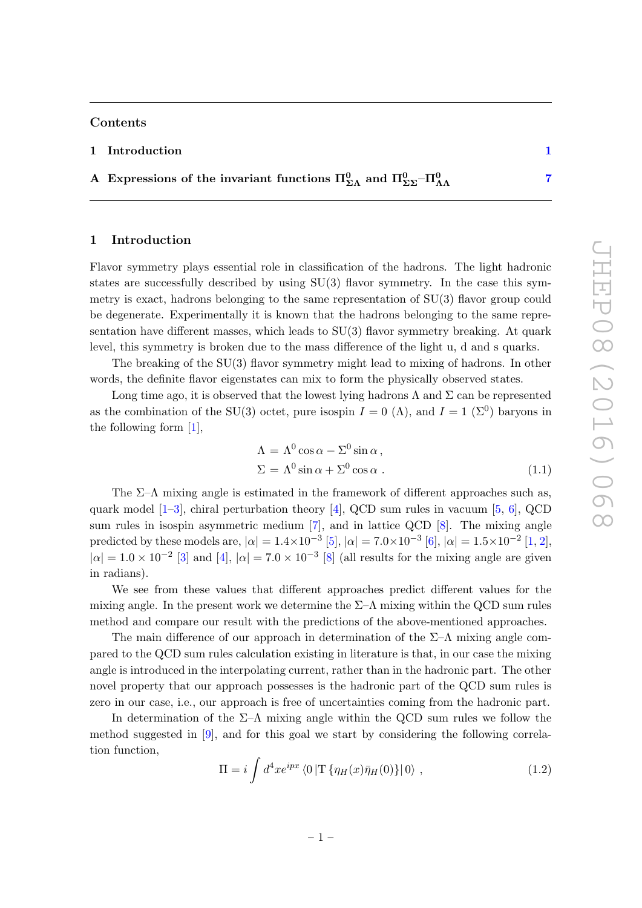## Contents

1 Introduction 1

A Expressions of the invariant functions $\Pi^0_{\Sigma\Lambda}$ and $\Pi^0_{\Sigma\Sigma}$–$\Pi^0_{\Lambda\Lambda}$ 7

# 1 Introduction

Flavor symmetry plays essential role in classification of the hadrons. The light hadronic states are successfully described by using SU(3) flavor symmetry. In the case this symmetry is exact, hadrons belonging to the same representation of SU(3) flavor group could be degenerate. Experimentally it is known that the hadrons belonging to the same representation have different masses, which leads to SU(3) flavor symmetry breaking. At quark level, this symmetry is broken due to the mass difference of the light u, d and s quarks.

The breaking of the SU(3) flavor symmetry might lead to mixing of hadrons. In other words, the definite flavor eigenstates can mix to form the physically observed states.

Long time ago, it is observed that the lowest lying hadrons $\Lambda$ and $\Sigma$ can be represented as the combination of the SU(3) octet, pure isospin $I = 0$ ($\Lambda$), and $I = 1$ ($\Sigma^0$) baryons in the following form [1],

$$
\begin{aligned}
\Lambda &= \Lambda^0 \cos\alpha - \Sigma^0 \sin\alpha \,, \\
\Sigma &= \Lambda^0 \sin\alpha + \Sigma^0 \cos\alpha \,.
\end{aligned}
\tag{1.1}
$$

The $\Sigma$–$\Lambda$ mixing angle is estimated in the framework of different approaches such as, quark model [1–3], chiral perturbation theory [4], QCD sum rules in vacuum [5, 6], QCD sum rules in isospin asymmetric medium [7], and in lattice QCD [8]. The mixing angle predicted by these models are, $|\alpha| = 1.4\times10^{-3}$ [5], $|\alpha| = 7.0\times10^{-3}$ [6], $|\alpha| = 1.5\times10^{-2}$ [1, 2], $|\alpha| = 1.0\times10^{-2}$ [3] and [4], $|\alpha| = 7.0\times10^{-3}$ [8] (all results for the mixing angle are given in radians).

We see from these values that different approaches predict different values for the mixing angle. In the present work we determine the $\Sigma$–$\Lambda$ mixing within the QCD sum rules method and compare our result with the predictions of the above-mentioned approaches.

The main difference of our approach in determination of the $\Sigma$–$\Lambda$ mixing angle compared to the QCD sum rules calculation existing in literature is that, in our case the mixing angle is introduced in the interpolating current, rather than in the hadronic part. The other novel property that our approach possesses is the hadronic part of the QCD sum rules is zero in our case, i.e., our approach is free of uncertainties coming from the hadronic part.

In determination of the $\Sigma$–$\Lambda$ mixing angle within the QCD sum rules we follow the method suggested in [9], and for this goal we start by considering the following correlation function,

$$
\Pi = i \int d^4x e^{ipx} \left\langle 0 \left| \mathrm{T}\left\{ \eta_H(x) \bar{\eta}_H(0) \right\} \right| 0 \right\rangle \,,
\tag{1.2}
$$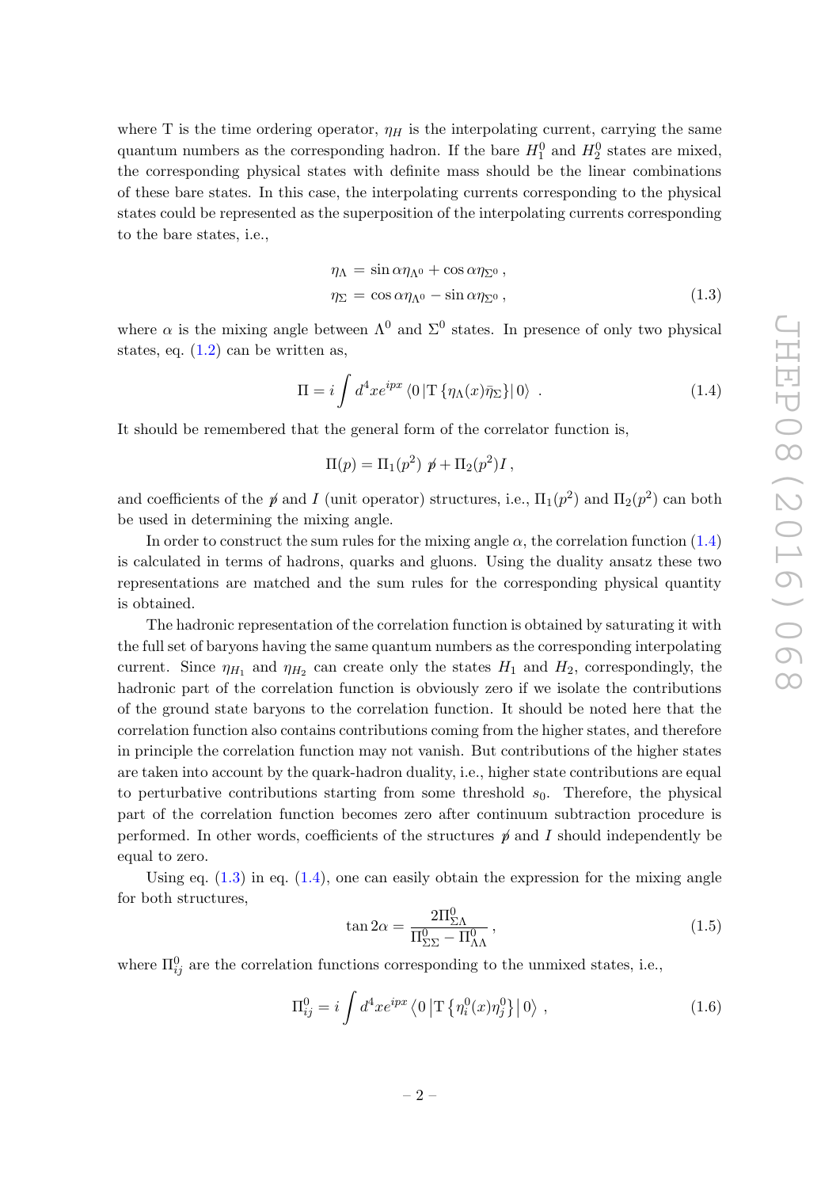where T is the time ordering operator, $\eta_H$ is the interpolating current, carrying the same quantum numbers as the corresponding hadron. If the bare $H_1^0$ and $H_2^0$ states are mixed, the corresponding physical states with definite mass should be the linear combinations of these bare states. In this case, the interpolating currents corresponding to the physical states could be represented as the superposition of the interpolating currents corresponding to the bare states, i.e.,

$$
\begin{aligned}
\eta_\Lambda &= \sin\alpha\eta_{\Lambda^0} + \cos\alpha\eta_{\Sigma^0}\,, \\
\eta_\Sigma &= \cos\alpha\eta_{\Lambda^0} - \sin\alpha\eta_{\Sigma^0}\,,
\end{aligned}
\tag{1.3}
$$

where $\alpha$ is the mixing angle between $\Lambda^0$ and $\Sigma^0$ states. In presence of only two physical states, eq. (1.2) can be written as,

$$
\Pi = i\int d^4x e^{ipx}\left\langle 0\left|\mathrm{T}\left\{\eta_\Lambda(x)\bar{\eta}_\Sigma\right\}\right|0\right\rangle \ . \tag{1.4}
$$

It should be remembered that the general form of the correlator function is,

$$
\Pi(p) = \Pi_1(p^2)\not{p} + \Pi_2(p^2)I\,,
$$

and coefficients of the $\not{p}$ and $I$ (unit operator) structures, i.e., $\Pi_1(p^2)$ and $\Pi_2(p^2)$ can both be used in determining the mixing angle.

In order to construct the sum rules for the mixing angle $\alpha$, the correlation function (1.4) is calculated in terms of hadrons, quarks and gluons. Using the duality ansatz these two representations are matched and the sum rules for the corresponding physical quantity is obtained.

The hadronic representation of the correlation function is obtained by saturating it with the full set of baryons having the same quantum numbers as the corresponding interpolating current. Since $\eta_{H_1}$ and $\eta_{H_2}$ can create only the states $H_1$ and $H_2$, correspondingly, the hadronic part of the correlation function is obviously zero if we isolate the contributions of the ground state baryons to the correlation function. It should be noted here that the correlation function also contains contributions coming from the higher states, and therefore in principle the correlation function may not vanish. But contributions of the higher states are taken into account by the quark-hadron duality, i.e., higher state contributions are equal to perturbative contributions starting from some threshold $s_0$. Therefore, the physical part of the correlation function becomes zero after continuum subtraction procedure is performed. In other words, coefficients of the structures $\not{p}$ and $I$ should independently be equal to zero.

Using eq. (1.3) in eq. (1.4), one can easily obtain the expression for the mixing angle for both structures,

$$
\tan 2\alpha = \frac{2\Pi^0_{\Sigma\Lambda}}{\Pi^0_{\Sigma\Sigma} - \Pi^0_{\Lambda\Lambda}}\,, \tag{1.5}
$$

where $\Pi^0_{ij}$ are the correlation functions corresponding to the unmixed states, i.e.,

$$
\Pi^0_{ij} = i\int d^4x e^{ipx}\left\langle 0\left|\mathrm{T}\left\{\eta^0_i(x)\eta^0_j\right\}\right|0\right\rangle \,, \tag{1.6}
$$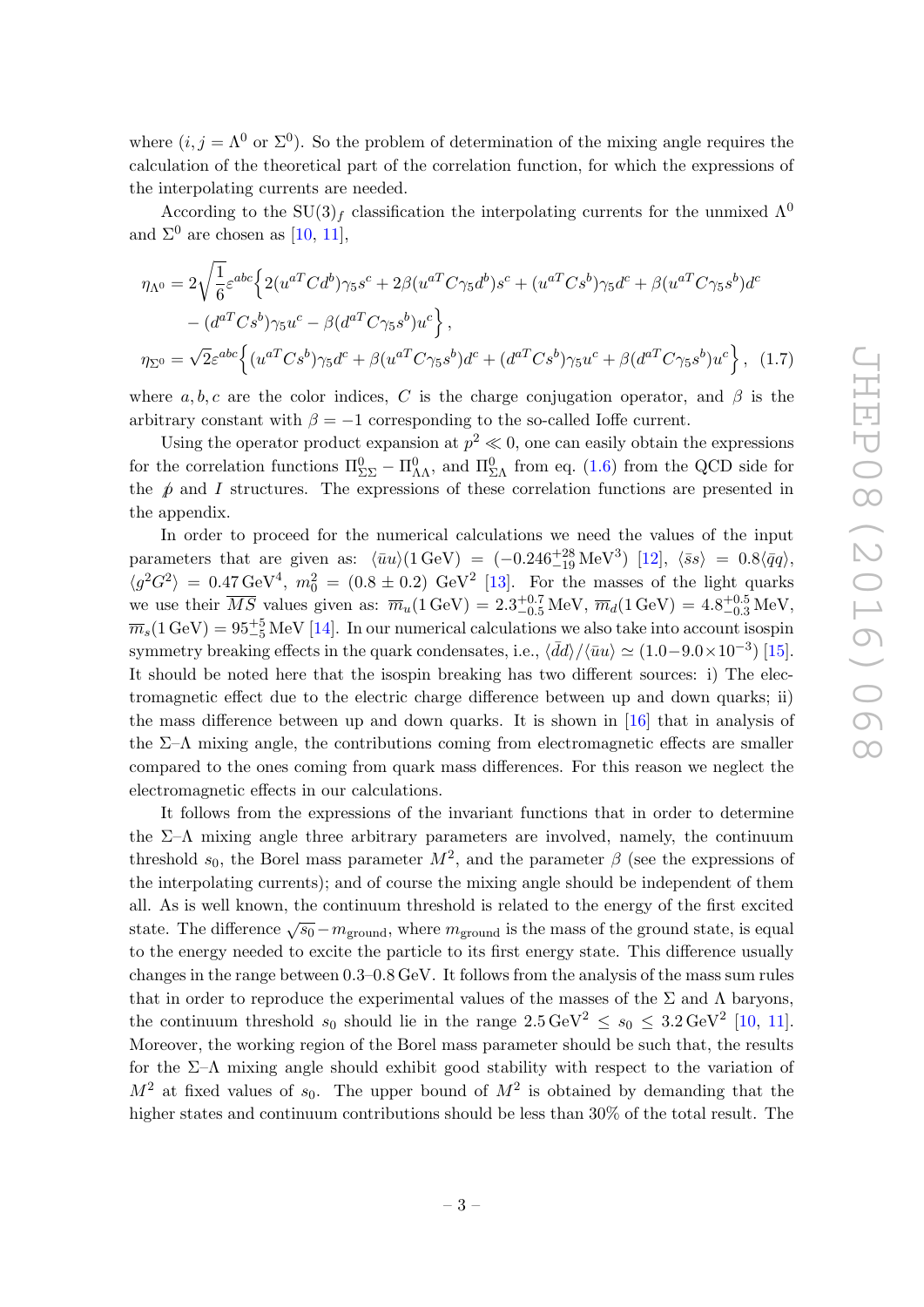where ($i, j = \Lambda^0$ or $\Sigma^0$). So the problem of determination of the mixing angle requires the calculation of the theoretical part of the correlation function, for which the expressions of the interpolating currents are needed.

According to the SU(3)$_f$ classification the interpolating currents for the unmixed $\Lambda^0$ and $\Sigma^0$ are chosen as [10, 11],

$$
\begin{aligned}
\eta_{\Lambda^0} &= 2\sqrt{\frac{1}{6}}\varepsilon^{abc}\Big\{2(u^{aT}Cd^b)\gamma_5 s^c + 2\beta(u^{aT}C\gamma_5 d^b)s^c + (u^{aT}Cs^b)\gamma_5 d^c + \beta(u^{aT}C\gamma_5 s^b)d^c \\
&\quad - (d^{aT}Cs^b)\gamma_5 u^c - \beta(d^{aT}C\gamma_5 s^b)u^c\Big\}, \\
\eta_{\Sigma^0} &= \sqrt{2}\varepsilon^{abc}\Big\{(u^{aT}Cs^b)\gamma_5 d^c + \beta(u^{aT}C\gamma_5 s^b)d^c + (d^{aT}Cs^b)\gamma_5 u^c + \beta(d^{aT}C\gamma_5 s^b)u^c\Big\}, \quad (1.7)
\end{aligned}
$$

where $a, b, c$ are the color indices, $C$ is the charge conjugation operator, and $\beta$ is the arbitrary constant with $\beta = -1$ corresponding to the so-called Ioffe current.

Using the operator product expansion at $p^2 \ll 0$, one can easily obtain the expressions for the correlation functions $\Pi^0_{\Sigma\Sigma} - \Pi^0_{\Lambda\Lambda}$, and $\Pi^0_{\Sigma\Lambda}$ from eq. (1.6) from the QCD side for the $\not{p}$ and $I$ structures. The expressions of these correlation functions are presented in the appendix.

In order to proceed for the numerical calculations we need the values of the input parameters that are given as: $\langle\bar{u}u\rangle(1\,\text{GeV}) = (-0.246^{+28}_{-19}\,\text{MeV}^3)$ [12], $\langle\bar{s}s\rangle = 0.8\langle\bar{q}q\rangle$, $\langle g^2G^2\rangle = 0.47\,\text{GeV}^4$, $m_0^2 = (0.8 \pm 0.2)\ \text{GeV}^2$ [13]. For the masses of the light quarks we use their $\overline{MS}$ values given as: $\overline{m}_u(1\,\text{GeV}) = 2.3^{+0.7}_{-0.5}\,\text{MeV}$, $\overline{m}_d(1\,\text{GeV}) = 4.8^{+0.5}_{-0.3}\,\text{MeV}$, $\overline{m}_s(1\,\text{GeV}) = 95^{+5}_{-5}\,\text{MeV}$ [14]. In our numerical calculations we also take into account isospin symmetry breaking effects in the quark condensates, i.e., $\langle\bar{d}d\rangle/\langle\bar{u}u\rangle \simeq (1.0 - 9.0\times 10^{-3})$ [15]. It should be noted here that the isospin breaking has two different sources: i) The electromagnetic effect due to the electric charge difference between up and down quarks; ii) the mass difference between up and down quarks. It is shown in [16] that in analysis of the $\Sigma$–$\Lambda$ mixing angle, the contributions coming from electromagnetic effects are smaller compared to the ones coming from quark mass differences. For this reason we neglect the electromagnetic effects in our calculations.

It follows from the expressions of the invariant functions that in order to determine the $\Sigma$–$\Lambda$ mixing angle three arbitrary parameters are involved, namely, the continuum threshold $s_0$, the Borel mass parameter $M^2$, and the parameter $\beta$ (see the expressions of the interpolating currents); and of course the mixing angle should be independent of them all. As is well known, the continuum threshold is related to the energy of the first excited state. The difference $\sqrt{s_0} - m_{\text{ground}}$, where $m_{\text{ground}}$ is the mass of the ground state, is equal to the energy needed to excite the particle to its first energy state. This difference usually changes in the range between 0.3–0.8 GeV. It follows from the analysis of the mass sum rules that in order to reproduce the experimental values of the masses of the $\Sigma$ and $\Lambda$ baryons, the continuum threshold $s_0$ should lie in the range $2.5\,\text{GeV}^2 \leq s_0 \leq 3.2\,\text{GeV}^2$ [10, 11]. Moreover, the working region of the Borel mass parameter should be such that, the results for the $\Sigma$–$\Lambda$ mixing angle should exhibit good stability with respect to the variation of $M^2$ at fixed values of $s_0$. The upper bound of $M^2$ is obtained by demanding that the higher states and continuum contributions should be less than 30% of the total result. The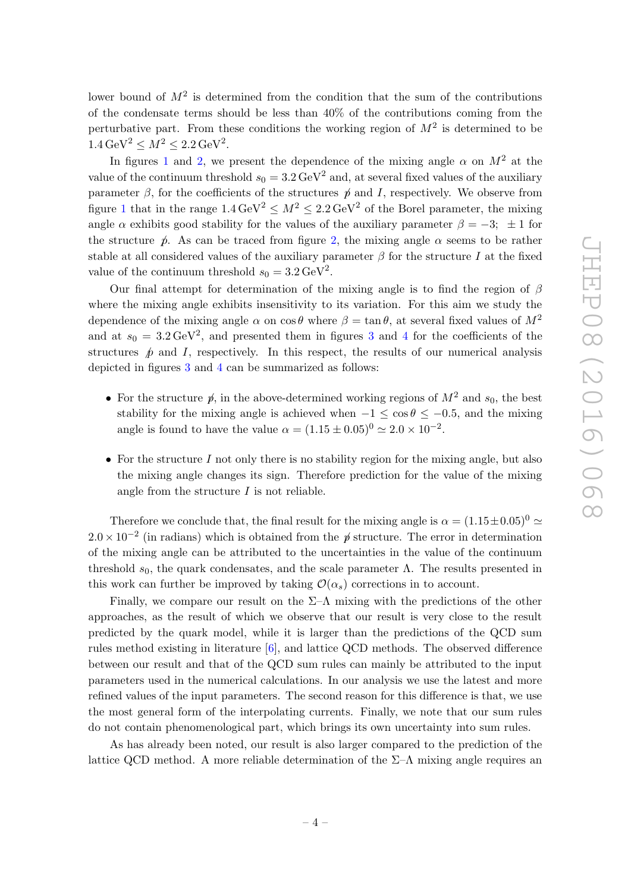lower bound of $M^2$ is determined from the condition that the sum of the contributions of the condensate terms should be less than 40% of the contributions coming from the perturbative part. From these conditions the working region of $M^2$ is determined to be $1.4\,\mathrm{GeV}^2 \leq M^2 \leq 2.2\,\mathrm{GeV}^2$.

In figures 1 and 2, we present the dependence of the mixing angle $\alpha$ on $M^2$ at the value of the continuum threshold $s_0 = 3.2\,\mathrm{GeV}^2$ and, at several fixed values of the auxiliary parameter $\beta$, for the coefficients of the structures $\not{p}$ and $I$, respectively. We observe from figure 1 that in the range $1.4\,\mathrm{GeV}^2 \leq M^2 \leq 2.2\,\mathrm{GeV}^2$ of the Borel parameter, the mixing angle $\alpha$ exhibits good stability for the values of the auxiliary parameter $\beta = -3;\ \pm 1$ for the structure $\not{p}$. As can be traced from figure 2, the mixing angle $\alpha$ seems to be rather stable at all considered values of the auxiliary parameter $\beta$ for the structure $I$ at the fixed value of the continuum threshold $s_0 = 3.2\,\mathrm{GeV}^2$.

Our final attempt for determination of the mixing angle is to find the region of $\beta$ where the mixing angle exhibits insensitivity to its variation. For this aim we study the dependence of the mixing angle $\alpha$ on $\cos\theta$ where $\beta = \tan\theta$, at several fixed values of $M^2$ and at $s_0 = 3.2\,\mathrm{GeV}^2$, and presented them in figures 3 and 4 for the coefficients of the structures $\not{p}$ and $I$, respectively. In this respect, the results of our numerical analysis depicted in figures 3 and 4 can be summarized as follows:

- For the structure $\not{p}$, in the above-determined working regions of $M^2$ and $s_0$, the best stability for the mixing angle is achieved when $-1 \leq \cos\theta \leq -0.5$, and the mixing angle is found to have the value $\alpha = (1.15 \pm 0.05)^0 \simeq 2.0 \times 10^{-2}$.

- For the structure $I$ not only there is no stability region for the mixing angle, but also the mixing angle changes its sign. Therefore prediction for the value of the mixing angle from the structure $I$ is not reliable.

Therefore we conclude that, the final result for the mixing angle is $\alpha = (1.15 \pm 0.05)^0 \simeq 2.0 \times 10^{-2}$ (in radians) which is obtained from the $\not{p}$ structure. The error in determination of the mixing angle can be attributed to the uncertainties in the value of the continuum threshold $s_0$, the quark condensates, and the scale parameter $\Lambda$. The results presented in this work can further be improved by taking $\mathcal{O}(\alpha_s)$ corrections in to account.

Finally, we compare our result on the $\Sigma$–$\Lambda$ mixing with the predictions of the other approaches, as the result of which we observe that our result is very close to the result predicted by the quark model, while it is larger than the predictions of the QCD sum rules method existing in literature [6], and lattice QCD methods. The observed difference between our result and that of the QCD sum rules can mainly be attributed to the input parameters used in the numerical calculations. In our analysis we use the latest and more refined values of the input parameters. The second reason for this difference is that, we use the most general form of the interpolating currents. Finally, we note that our sum rules do not contain phenomenological part, which brings its own uncertainty into sum rules.

As has already been noted, our result is also larger compared to the prediction of the lattice QCD method. A more reliable determination of the $\Sigma$–$\Lambda$ mixing angle requires an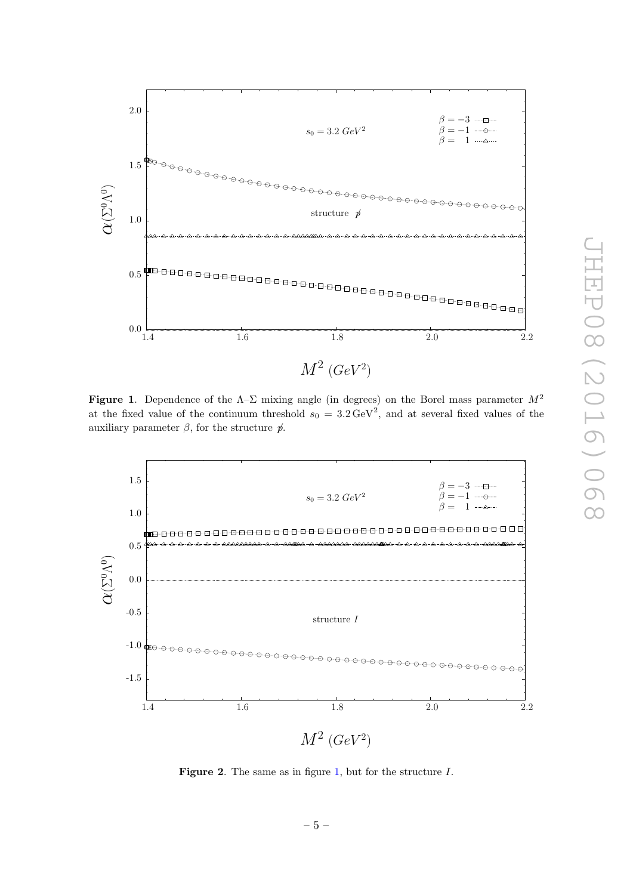**Figure 1**. Dependence of the Λ–Σ mixing angle (in degrees) on the Borel mass parameter $M^2$ at the fixed value of the continuum threshold $s_0 = 3.2\,\text{GeV}^2$, and at several fixed values of the auxiliary parameter $\beta$, for the structure $\not{p}$.

**Figure 2**. The same as in figure 1, but for the structure $I$.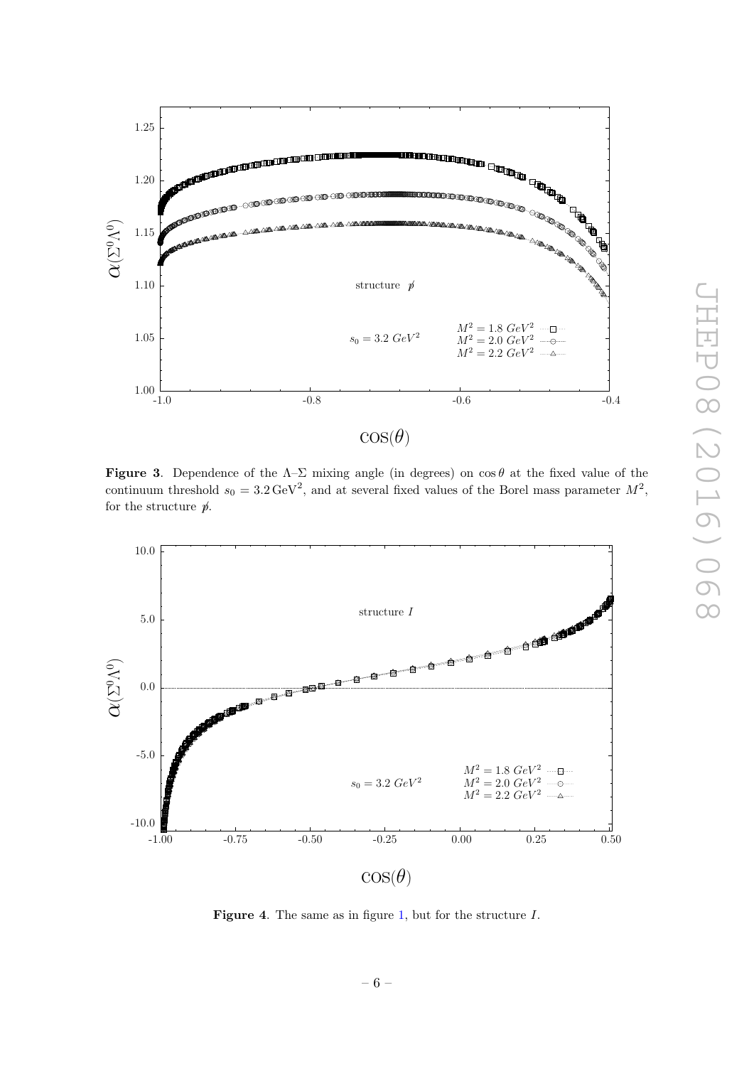**Figure 3**. Dependence of the Λ–Σ mixing angle (in degrees) on $\cos\theta$ at the fixed value of the continuum threshold $s_0 = 3.2\,\mathrm{GeV}^2$, and at several fixed values of the Borel mass parameter $M^2$, for the structure $\not{p}$.

**Figure 4**. The same as in figure 1, but for the structure $I$.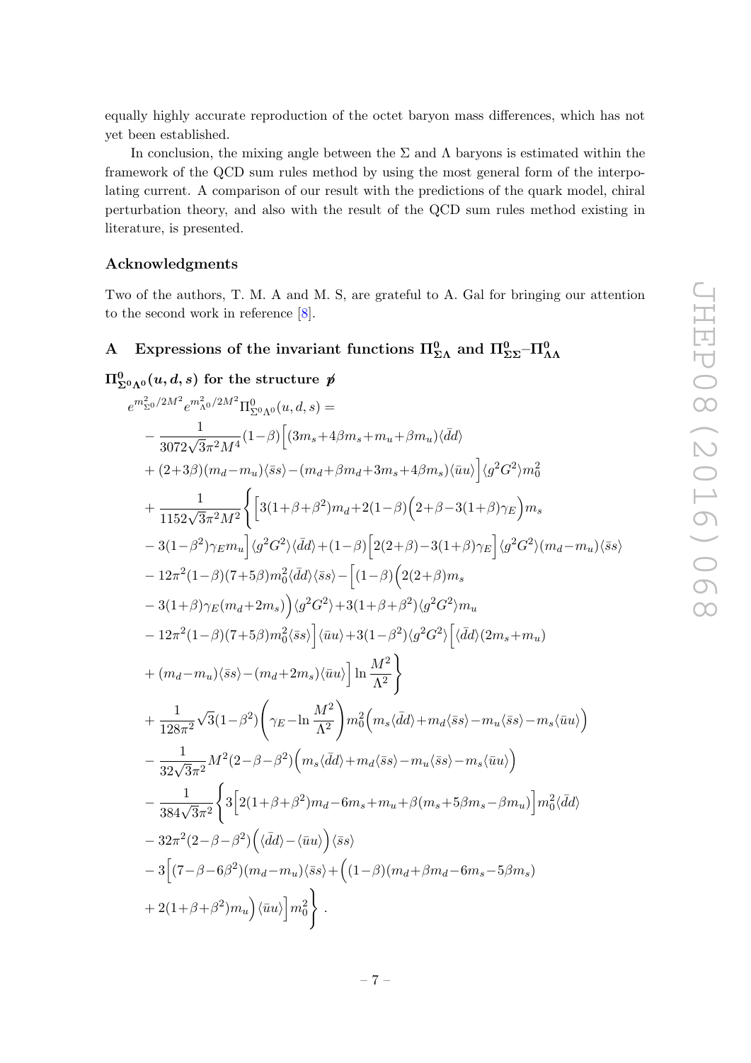equally highly accurate reproduction of the octet baryon mass differences, which has not yet been established.

In conclusion, the mixing angle between the $\Sigma$ and $\Lambda$ baryons is estimated within the framework of the QCD sum rules method by using the most general form of the interpolating current. A comparison of our result with the predictions of the quark model, chiral perturbation theory, and also with the result of the QCD sum rules method existing in literature, is presented.

## Acknowledgments

Two of the authors, T. M. A and M. S, are grateful to A. Gal for bringing our attention to the second work in reference [8].

## A Expressions of the invariant functions $\Pi^0_{\Sigma\Lambda}$ and $\Pi^0_{\Sigma\Sigma}$–$\Pi^0_{\Lambda\Lambda}$

### $\Pi^0_{\Sigma^0\Lambda^0}(u,d,s)$ for the structure $\not p$

$$
\begin{aligned}
& e^{m^2_{\Sigma^0}/2M^2} e^{m^2_{\Lambda^0}/2M^2} \Pi^0_{\Sigma^0\Lambda^0}(u,d,s) = \\
& -\frac{1}{3072\sqrt{3}\pi^2 M^4}(1-\beta)\Big[(3m_s+4\beta m_s+m_u+\beta m_u)\langle\bar{d}d\rangle \\
& +(2+3\beta)(m_d-m_u)\langle\bar{s}s\rangle-(m_d+\beta m_d+3m_s+4\beta m_s)\langle\bar{u}u\rangle\Big]\langle g^2G^2\rangle m_0^2 \\
& +\frac{1}{1152\sqrt{3}\pi^2 M^2}\Bigg\{\Big[3(1+\beta+\beta^2)m_d+2(1-\beta)\Big(2+\beta-3(1+\beta)\gamma_E\Big)m_s \\
& -3(1-\beta^2)\gamma_E m_u\Big]\langle g^2G^2\rangle\langle\bar{d}d\rangle+(1-\beta)\Big[2(2+\beta)-3(1+\beta)\gamma_E\Big]\langle g^2G^2\rangle(m_d-m_u)\langle\bar{s}s\rangle \\
& -12\pi^2(1-\beta)(7+5\beta)m_0^2\langle\bar{d}d\rangle\langle\bar{s}s\rangle-\Big[(1-\beta)\Big(2(2+\beta)m_s \\
& -3(1+\beta)\gamma_E(m_d+2m_s)\Big)\langle g^2G^2\rangle+3(1+\beta+\beta^2)\langle g^2G^2\rangle m_u \\
& -12\pi^2(1-\beta)(7+5\beta)m_0^2\langle\bar{s}s\rangle\Big]\langle\bar{u}u\rangle+3(1-\beta^2)\langle g^2G^2\rangle\Big[\langle\bar{d}d\rangle(2m_s+m_u) \\
& +(m_d-m_u)\langle\bar{s}s\rangle-(m_d+2m_s)\langle\bar{u}u\rangle\Big]\ln\frac{M^2}{\Lambda^2}\Bigg\} \\
& +\frac{1}{128\pi^2}\sqrt{3}(1-\beta^2)\left(\gamma_E-\ln\frac{M^2}{\Lambda^2}\right)m_0^2\Big(m_s\langle\bar{d}d\rangle+m_d\langle\bar{s}s\rangle-m_u\langle\bar{s}s\rangle-m_s\langle\bar{u}u\rangle\Big) \\
& -\frac{1}{32\sqrt{3}\pi^2}M^2(2-\beta-\beta^2)\Big(m_s\langle\bar{d}d\rangle+m_d\langle\bar{s}s\rangle-m_u\langle\bar{s}s\rangle-m_s\langle\bar{u}u\rangle\Big) \\
& -\frac{1}{384\sqrt{3}\pi^2}\Bigg\{3\Big[2(1+\beta+\beta^2)m_d-6m_s+m_u+\beta(m_s+5\beta m_s-\beta m_u)\Big]m_0^2\langle\bar{d}d\rangle \\
& -32\pi^2(2-\beta-\beta^2)\Big(\langle\bar{d}d\rangle-\langle\bar{u}u\rangle\Big)\langle\bar{s}s\rangle \\
& -3\Big[(7-\beta-6\beta^2)(m_d-m_u)\langle\bar{s}s\rangle+\Big((1-\beta)(m_d+\beta m_d-6m_s-5\beta m_s) \\
& +2(1+\beta+\beta^2)m_u\Big)\langle\bar{u}u\rangle\Big]m_0^2\Bigg\}\,.
\end{aligned}
$$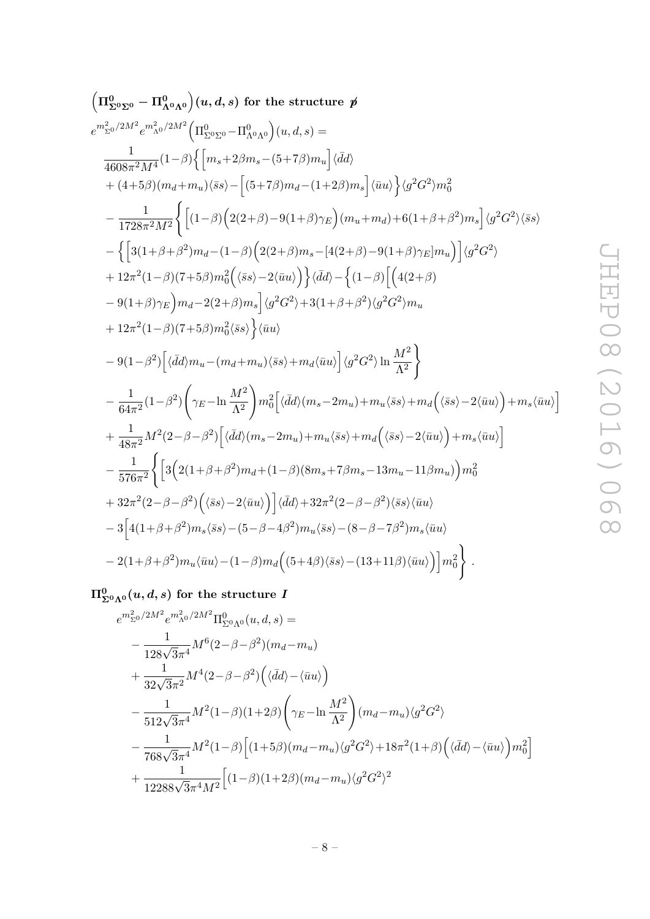**$\left(\Pi^0_{\Sigma^0\Sigma^0} - \Pi^0_{\Lambda^0\Lambda^0}\right)(u,d,s)$ for the structure $\not{p}$**

$$
\begin{aligned}
&e^{m^2_{\Sigma^0}/2M^2} e^{m^2_{\Lambda^0}/2M^2}\left(\Pi^0_{\Sigma^0\Sigma^0} - \Pi^0_{\Lambda^0\Lambda^0}\right)(u,d,s) = \\
&\quad \frac{1}{4608\pi^2 M^4}(1-\beta)\Big\{\Big[m_s + 2\beta m_s - (5+7\beta)m_u\Big]\langle\bar{d}d\rangle \\
&\quad + (4+5\beta)(m_d+m_u)\langle\bar{s}s\rangle - \Big[(5+7\beta)m_d - (1+2\beta)m_s\Big]\langle\bar{u}u\rangle\Big\}\langle g^2G^2\rangle m_0^2 \\
&\quad - \frac{1}{1728\pi^2 M^2}\Bigg\{\Big[(1-\beta)\Big(2(2+\beta) - 9(1+\beta)\gamma_E\Big)(m_u+m_d) + 6(1+\beta+\beta^2)m_s\Big]\langle g^2G^2\rangle\langle\bar{s}s\rangle \\
&\quad - \Big\{\Big[3(1+\beta+\beta^2)m_d - (1-\beta)\Big(2(2+\beta)m_s - [4(2+\beta) - 9(1+\beta)\gamma_E]m_u\Big)\Big]\langle g^2G^2\rangle \\
&\quad + 12\pi^2(1-\beta)(7+5\beta)m_0^2\Big(\langle\bar{s}s\rangle - 2\langle\bar{u}u\rangle\Big)\Big\}\langle\bar{d}d\rangle - \Big\{(1-\beta)\Big[\Big(4(2+\beta) \\
&\quad - 9(1+\beta)\gamma_E\Big)m_d - 2(2+\beta)m_s\Big]\langle g^2G^2\rangle + 3(1+\beta+\beta^2)\langle g^2G^2\rangle m_u \\
&\quad + 12\pi^2(1-\beta)(7+5\beta)m_0^2\langle\bar{s}s\rangle\Big\}\langle\bar{u}u\rangle \\
&\quad - 9(1-\beta^2)\Big[\langle\bar{d}d\rangle m_u - (m_d+m_u)\langle\bar{s}s\rangle + m_d\langle\bar{u}u\rangle\Big]\langle g^2G^2\rangle \ln\frac{M^2}{\Lambda^2}\Bigg\} \\
&\quad - \frac{1}{64\pi^2}(1-\beta^2)\left(\gamma_E - \ln\frac{M^2}{\Lambda^2}\right)m_0^2\Big[\langle\bar{d}d\rangle(m_s - 2m_u) + m_u\langle\bar{s}s\rangle + m_d\Big(\langle\bar{s}s\rangle - 2\langle\bar{u}u\rangle\Big) + m_s\langle\bar{u}u\rangle\Big] \\
&\quad + \frac{1}{48\pi^2}M^2(2-\beta-\beta^2)\Big[\langle\bar{d}d\rangle(m_s - 2m_u) + m_u\langle\bar{s}s\rangle + m_d\Big(\langle\bar{s}s\rangle - 2\langle\bar{u}u\rangle\Big) + m_s\langle\bar{u}u\rangle\Big] \\
&\quad - \frac{1}{576\pi^2}\Bigg\{\Big[3\Big(2(1+\beta+\beta^2)m_d + (1-\beta)(8m_s + 7\beta m_s - 13m_u - 11\beta m_u)\Big)m_0^2 \\
&\quad + 32\pi^2(2-\beta-\beta^2)\Big(\langle\bar{s}s\rangle - 2\langle\bar{u}u\rangle\Big)\Big]\langle\bar{d}d\rangle + 32\pi^2(2-\beta-\beta^2)\langle\bar{s}s\rangle\langle\bar{u}u\rangle \\
&\quad - 3\Big[4(1+\beta+\beta^2)m_s\langle\bar{s}s\rangle - (5-\beta-4\beta^2)m_u\langle\bar{s}s\rangle - (8-\beta-7\beta^2)m_s\langle\bar{u}u\rangle \\
&\quad - 2(1+\beta+\beta^2)m_u\langle\bar{u}u\rangle - (1-\beta)m_d\Big((5+4\beta)\langle\bar{s}s\rangle - (13+11\beta)\langle\bar{u}u\rangle\Big)\Big]m_0^2\Bigg\}\,.
\end{aligned}
$$

**$\Pi^0_{\Sigma^0\Lambda^0}(u,d,s)$ for the structure $I$**

$$
\begin{aligned}
&e^{m^2_{\Sigma^0}/2M^2} e^{m^2_{\Lambda^0}/2M^2}\Pi^0_{\Sigma^0\Lambda^0}(u,d,s) = \\
&\quad - \frac{1}{128\sqrt{3}\pi^4}M^6(2-\beta-\beta^2)(m_d - m_u) \\
&\quad + \frac{1}{32\sqrt{3}\pi^2}M^4(2-\beta-\beta^2)\Big(\langle\bar{d}d\rangle - \langle\bar{u}u\rangle\Big) \\
&\quad - \frac{1}{512\sqrt{3}\pi^4}M^2(1-\beta)(1+2\beta)\left(\gamma_E - \ln\frac{M^2}{\Lambda^2}\right)(m_d - m_u)\langle g^2G^2\rangle \\
&\quad - \frac{1}{768\sqrt{3}\pi^4}M^2(1-\beta)\Big[(1+5\beta)(m_d-m_u)\langle g^2G^2\rangle + 18\pi^2(1+\beta)\Big(\langle\bar{d}d\rangle - \langle\bar{u}u\rangle\Big)m_0^2\Big] \\
&\quad + \frac{1}{12288\sqrt{3}\pi^4 M^2}\Big[(1-\beta)(1+2\beta)(m_d-m_u)\langle g^2G^2\rangle^2
\end{aligned}
$$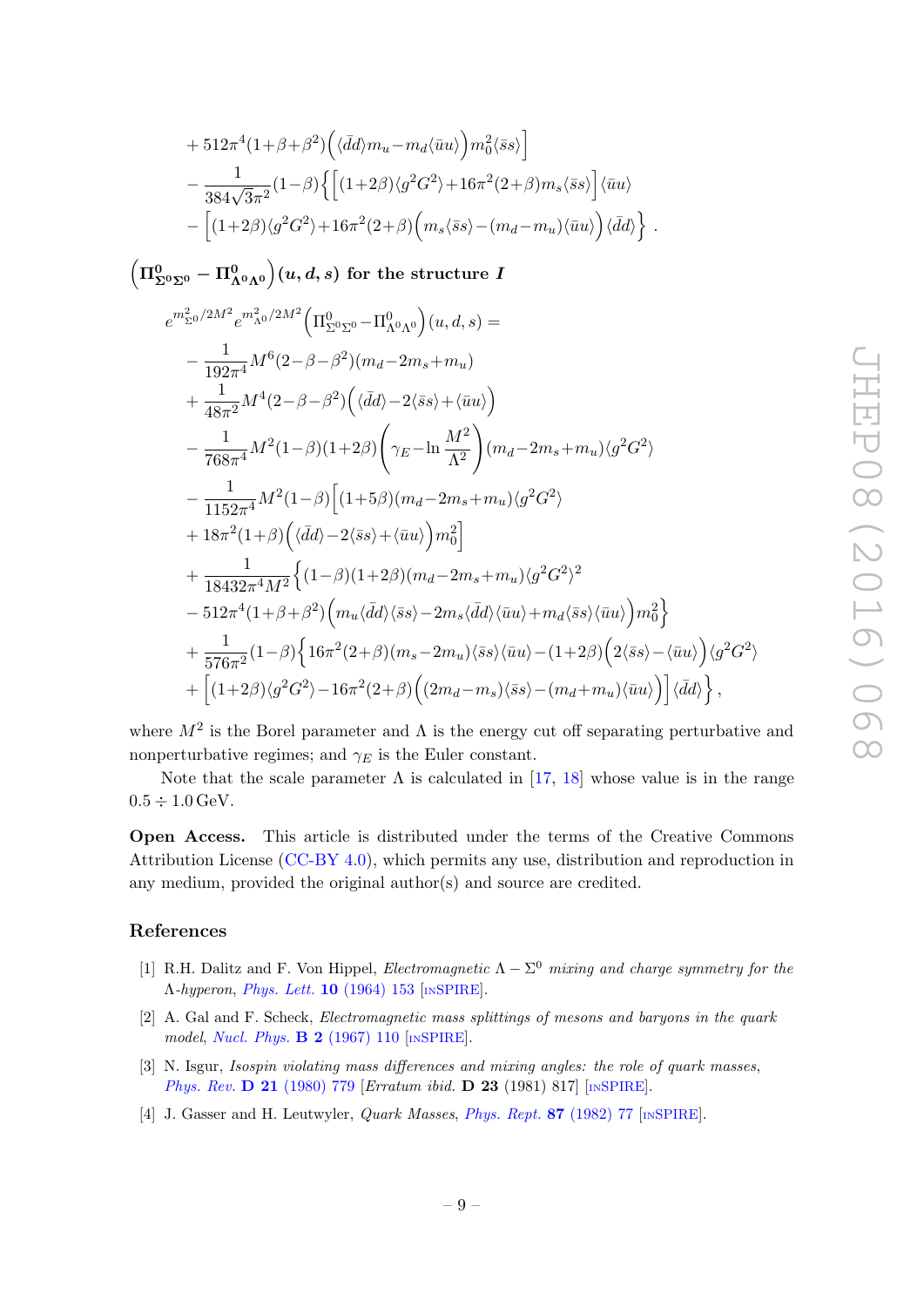$$
\begin{aligned}
&+512\pi^4(1+\beta+\beta^2)\Big(\langle\bar{d}d\rangle m_u - m_d\langle\bar{u}u\rangle\Big)m_0^2\langle\bar{s}s\rangle\Big] \\
&-\frac{1}{384\sqrt{3}\pi^2}(1-\beta)\Big\{\Big[(1+2\beta)\langle g^2G^2\rangle+16\pi^2(2+\beta)m_s\langle\bar{s}s\rangle\Big]\langle\bar{u}u\rangle \\
&-\Big[(1+2\beta)\langle g^2G^2\rangle+16\pi^2(2+\beta)\Big(m_s\langle\bar{s}s\rangle-(m_d-m_u)\langle\bar{u}u\rangle\Big)\langle\bar{d}d\rangle\Big\}\ .
\end{aligned}
$$

$\left(\mathbf{\Pi^0_{\Sigma^0\Sigma^0}} - \mathbf{\Pi^0_{\Lambda^0\Lambda^0}}\right)\boldsymbol{(u,d,s)}$ **for the structure** $\boldsymbol{I}$

$$
\begin{aligned}
&e^{m^2_{\Sigma^0}/2M^2}e^{m^2_{\Lambda^0}/2M^2}\Big(\Pi^0_{\Sigma^0\Sigma^0}-\Pi^0_{\Lambda^0\Lambda^0}\Big)(u,d,s) = \\
&-\frac{1}{192\pi^4}M^6(2-\beta-\beta^2)(m_d-2m_s+m_u) \\
&+\frac{1}{48\pi^2}M^4(2-\beta-\beta^2)\Big(\langle\bar{d}d\rangle-2\langle\bar{s}s\rangle+\langle\bar{u}u\rangle\Big) \\
&-\frac{1}{768\pi^4}M^2(1-\beta)(1+2\beta)\left(\gamma_E-\ln\frac{M^2}{\Lambda^2}\right)(m_d-2m_s+m_u)\langle g^2G^2\rangle \\
&-\frac{1}{1152\pi^4}M^2(1-\beta)\Big[(1+5\beta)(m_d-2m_s+m_u)\langle g^2G^2\rangle \\
&+18\pi^2(1+\beta)\Big(\langle\bar{d}d\rangle-2\langle\bar{s}s\rangle+\langle\bar{u}u\rangle\Big)m_0^2\Big] \\
&+\frac{1}{18432\pi^4M^2}\Big\{(1-\beta)(1+2\beta)(m_d-2m_s+m_u)\langle g^2G^2\rangle^2 \\
&-512\pi^4(1+\beta+\beta^2)\Big(m_u\langle\bar{d}d\rangle\langle\bar{s}s\rangle-2m_s\langle\bar{d}d\rangle\langle\bar{u}u\rangle+m_d\langle\bar{s}s\rangle\langle\bar{u}u\rangle\Big)m_0^2\Big\} \\
&+\frac{1}{576\pi^2}(1-\beta)\Big\{16\pi^2(2+\beta)(m_s-2m_u)\langle\bar{s}s\rangle\langle\bar{u}u\rangle-(1+2\beta)\Big(2\langle\bar{s}s\rangle-\langle\bar{u}u\rangle\Big)\langle g^2G^2\rangle \\
&+\Big[(1+2\beta)\langle g^2G^2\rangle-16\pi^2(2+\beta)\Big((2m_d-m_s)\langle\bar{s}s\rangle-(m_d+m_u)\langle\bar{u}u\rangle\Big)\Big]\langle\bar{d}d\rangle\Big\}\,,
\end{aligned}
$$

where $M^2$ is the Borel parameter and $\Lambda$ is the energy cut off separating perturbative and nonperturbative regimes; and $\gamma_E$ is the Euler constant.

Note that the scale parameter $\Lambda$ is calculated in [17, 18] whose value is in the range $0.5 \div 1.0\,\text{GeV}$.

**Open Access.** This article is distributed under the terms of the Creative Commons Attribution License (CC-BY 4.0), which permits any use, distribution and reproduction in any medium, provided the original author(s) and source are credited.

## References

[1] R.H. Dalitz and F. Von Hippel, *Electromagnetic $\Lambda-\Sigma^0$ mixing and charge symmetry for the $\Lambda$-hyperon*, Phys. Lett. **10** (1964) 153 [INSPIRE].

[2] A. Gal and F. Scheck, *Electromagnetic mass splittings of mesons and baryons in the quark model*, Nucl. Phys. **B 2** (1967) 110 [INSPIRE].

[3] N. Isgur, *Isospin violating mass differences and mixing angles: the role of quark masses*, Phys. Rev. **D 21** (1980) 779 [*Erratum ibid.* **D 23** (1981) 817] [INSPIRE].

[4] J. Gasser and H. Leutwyler, *Quark Masses*, Phys. Rept. **87** (1982) 77 [INSPIRE].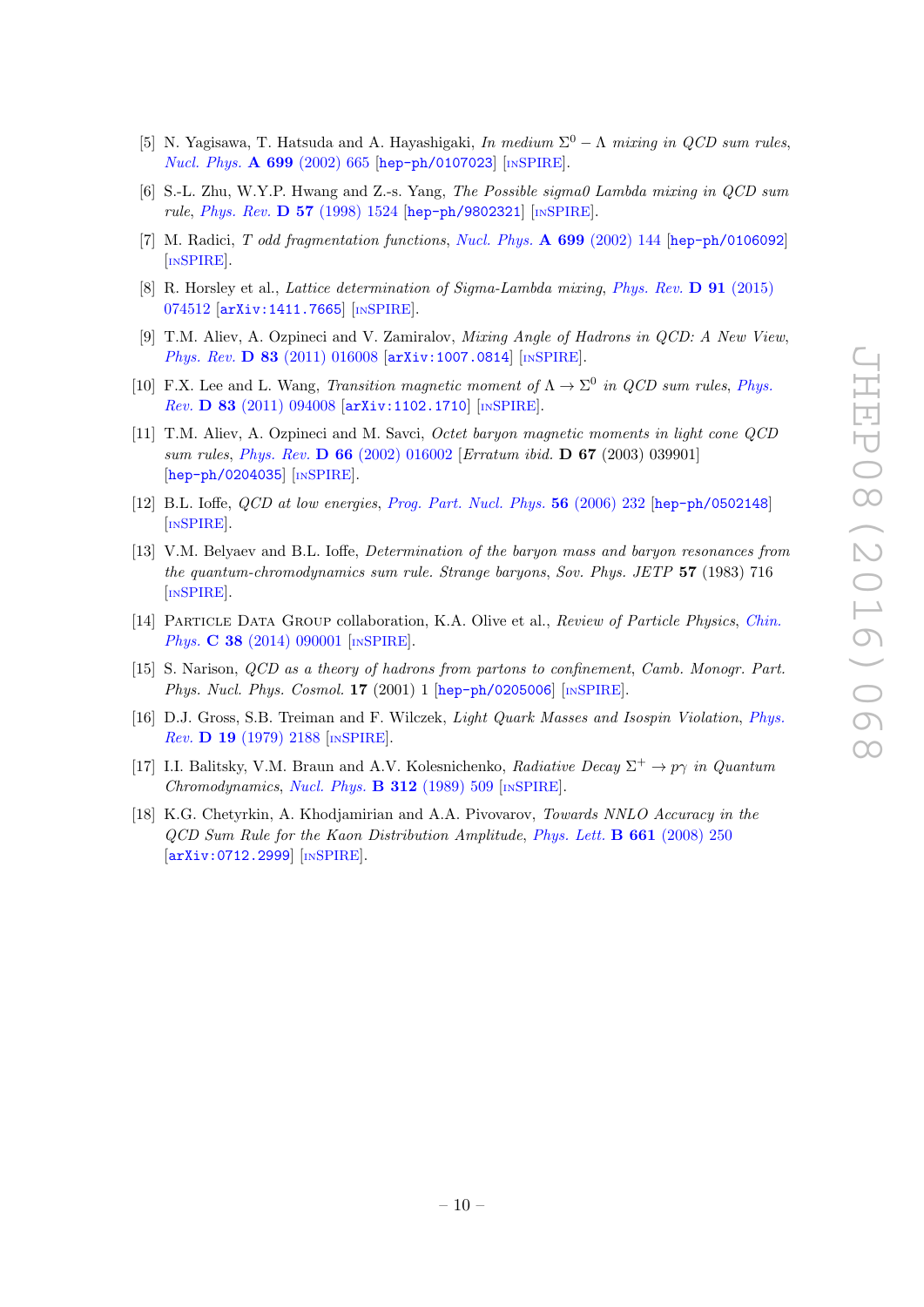[5] N. Yagisawa, T. Hatsuda and A. Hayashigaki, *In medium $\Sigma^0 - \Lambda$ mixing in QCD sum rules*, *Nucl. Phys.* **A 699** (2002) 665 [hep-ph/0107023] [INSPIRE].

[6] S.-L. Zhu, W.Y.P. Hwang and Z.-s. Yang, *The Possible sigma0 Lambda mixing in QCD sum rule*, *Phys. Rev.* **D 57** (1998) 1524 [hep-ph/9802321] [INSPIRE].

[7] M. Radici, *T odd fragmentation functions*, *Nucl. Phys.* **A 699** (2002) 144 [hep-ph/0106092] [INSPIRE].

[8] R. Horsley et al., *Lattice determination of Sigma-Lambda mixing*, *Phys. Rev.* **D 91** (2015) 074512 [arXiv:1411.7665] [INSPIRE].

[9] T.M. Aliev, A. Ozpineci and V. Zamiralov, *Mixing Angle of Hadrons in QCD: A New View*, *Phys. Rev.* **D 83** (2011) 016008 [arXiv:1007.0814] [INSPIRE].

[10] F.X. Lee and L. Wang, *Transition magnetic moment of $\Lambda \to \Sigma^0$ in QCD sum rules*, *Phys. Rev.* **D 83** (2011) 094008 [arXiv:1102.1710] [INSPIRE].

[11] T.M. Aliev, A. Ozpineci and M. Savci, *Octet baryon magnetic moments in light cone QCD sum rules*, *Phys. Rev.* **D 66** (2002) 016002 [*Erratum ibid.* **D 67** (2003) 039901] [hep-ph/0204035] [INSPIRE].

[12] B.L. Ioffe, *QCD at low energies*, *Prog. Part. Nucl. Phys.* **56** (2006) 232 [hep-ph/0502148] [INSPIRE].

[13] V.M. Belyaev and B.L. Ioffe, *Determination of the baryon mass and baryon resonances from the quantum-chromodynamics sum rule. Strange baryons*, *Sov. Phys. JETP* **57** (1983) 716 [INSPIRE].

[14] Particle Data Group collaboration, K.A. Olive et al., *Review of Particle Physics*, *Chin. Phys.* **C 38** (2014) 090001 [INSPIRE].

[15] S. Narison, *QCD as a theory of hadrons from partons to confinement*, *Camb. Monogr. Part. Phys. Nucl. Phys. Cosmol.* **17** (2001) 1 [hep-ph/0205006] [INSPIRE].

[16] D.J. Gross, S.B. Treiman and F. Wilczek, *Light Quark Masses and Isospin Violation*, *Phys. Rev.* **D 19** (1979) 2188 [INSPIRE].

[17] I.I. Balitsky, V.M. Braun and A.V. Kolesnichenko, *Radiative Decay $\Sigma^+ \to p\gamma$ in Quantum Chromodynamics*, *Nucl. Phys.* **B 312** (1989) 509 [INSPIRE].

[18] K.G. Chetyrkin, A. Khodjamirian and A.A. Pivovarov, *Towards NNLO Accuracy in the QCD Sum Rule for the Kaon Distribution Amplitude*, *Phys. Lett.* **B 661** (2008) 250 [arXiv:0712.2999] [INSPIRE].